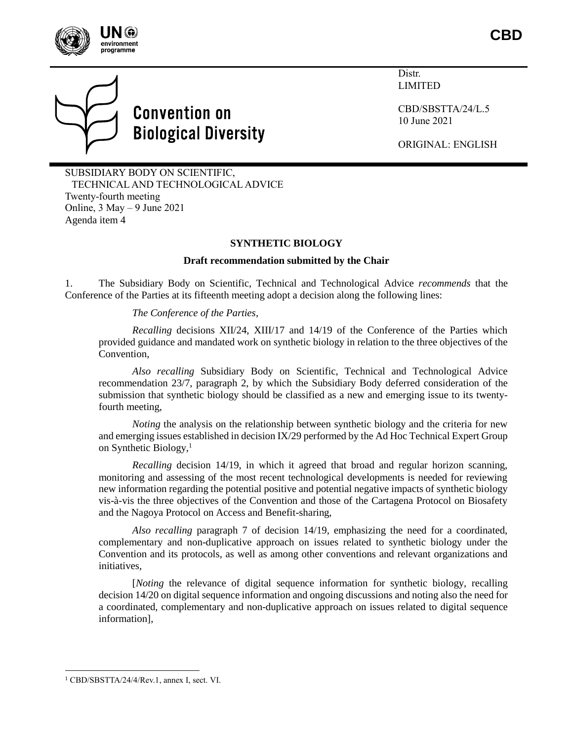CBD

Convention on Biological Diversity

Distr.
LIMITED

CBD/SBSTTA/24/L.5
10 June 2021

ORIGINAL: ENGLISH

SUBSIDIARY BODY ON SCIENTIFIC, TECHNICAL AND TECHNOLOGICAL ADVICE
Twenty-fourth meeting
Online, 3 May – 9 June 2021
Agenda item 4

## SYNTHETIC BIOLOGY

### Draft recommendation submitted by the Chair

1. The Subsidiary Body on Scientific, Technical and Technological Advice *recommends* that the Conference of the Parties at its fifteenth meeting adopt a decision along the following lines:

*The Conference of the Parties*,

*Recalling* decisions XII/24, XIII/17 and 14/19 of the Conference of the Parties which provided guidance and mandated work on synthetic biology in relation to the three objectives of the Convention,

*Also recalling* Subsidiary Body on Scientific, Technical and Technological Advice recommendation 23/7, paragraph 2, by which the Subsidiary Body deferred consideration of the submission that synthetic biology should be classified as a new and emerging issue to its twenty-fourth meeting,

*Noting* the analysis on the relationship between synthetic biology and the criteria for new and emerging issues established in decision IX/29 performed by the Ad Hoc Technical Expert Group on Synthetic Biology,[1]

*Recalling* decision 14/19, in which it agreed that broad and regular horizon scanning, monitoring and assessing of the most recent technological developments is needed for reviewing new information regarding the potential positive and potential negative impacts of synthetic biology vis-à-vis the three objectives of the Convention and those of the Cartagena Protocol on Biosafety and the Nagoya Protocol on Access and Benefit-sharing,

*Also recalling* paragraph 7 of decision 14/19, emphasizing the need for a coordinated, complementary and non-duplicative approach on issues related to synthetic biology under the Convention and its protocols, as well as among other conventions and relevant organizations and initiatives,

[*Noting* the relevance of digital sequence information for synthetic biology, recalling decision 14/20 on digital sequence information and ongoing discussions and noting also the need for a coordinated, complementary and non-duplicative approach on issues related to digital sequence information],

[1] CBD/SBSTTA/24/4/Rev.1, annex I, sect. VI.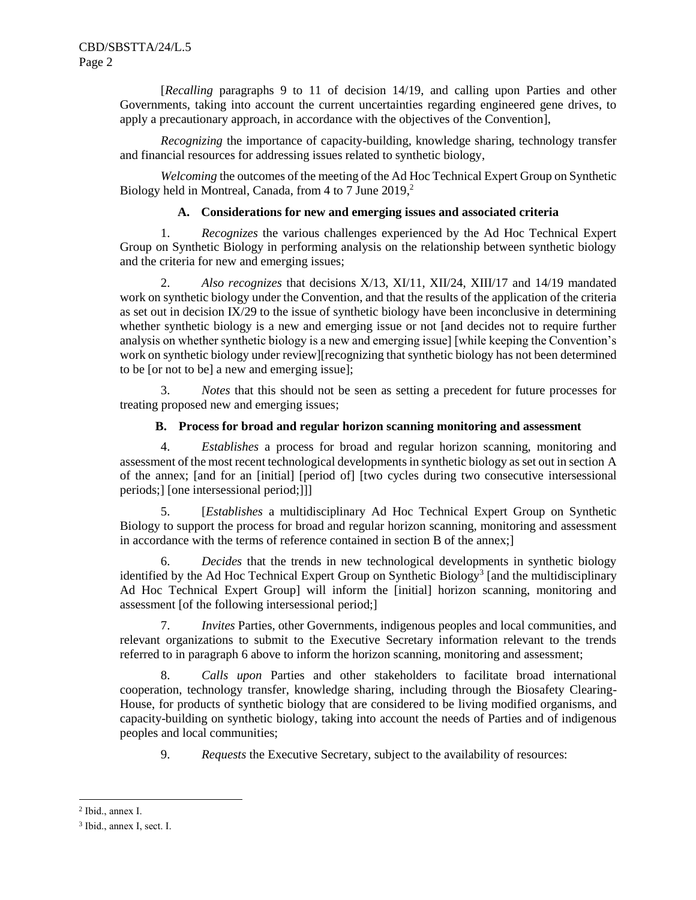[*Recalling* paragraphs 9 to 11 of decision 14/19, and calling upon Parties and other Governments, taking into account the current uncertainties regarding engineered gene drives, to apply a precautionary approach, in accordance with the objectives of the Convention],

*Recognizing* the importance of capacity-building, knowledge sharing, technology transfer and financial resources for addressing issues related to synthetic biology,

*Welcoming* the outcomes of the meeting of the Ad Hoc Technical Expert Group on Synthetic Biology held in Montreal, Canada, from 4 to 7 June 2019,[2]

### A. Considerations for new and emerging issues and associated criteria

1. *Recognizes* the various challenges experienced by the Ad Hoc Technical Expert Group on Synthetic Biology in performing analysis on the relationship between synthetic biology and the criteria for new and emerging issues;

2. *Also recognizes* that decisions X/13, XI/11, XII/24, XIII/17 and 14/19 mandated work on synthetic biology under the Convention, and that the results of the application of the criteria as set out in decision IX/29 to the issue of synthetic biology have been inconclusive in determining whether synthetic biology is a new and emerging issue or not [and decides not to require further analysis on whether synthetic biology is a new and emerging issue] [while keeping the Convention's work on synthetic biology under review][recognizing that synthetic biology has not been determined to be [or not to be] a new and emerging issue];

3. *Notes* that this should not be seen as setting a precedent for future processes for treating proposed new and emerging issues;

### B. Process for broad and regular horizon scanning monitoring and assessment

4. *Establishes* a process for broad and regular horizon scanning, monitoring and assessment of the most recent technological developments in synthetic biology as set out in section A of the annex; [and for an [initial] [period of] [two cycles during two consecutive intersessional periods;] [one intersessional period;]]]

5. [*Establishes* a multidisciplinary Ad Hoc Technical Expert Group on Synthetic Biology to support the process for broad and regular horizon scanning, monitoring and assessment in accordance with the terms of reference contained in section B of the annex;]

6. *Decides* that the trends in new technological developments in synthetic biology identified by the Ad Hoc Technical Expert Group on Synthetic Biology[3] [and the multidisciplinary Ad Hoc Technical Expert Group] will inform the [initial] horizon scanning, monitoring and assessment [of the following intersessional period;]

7. *Invites* Parties, other Governments, indigenous peoples and local communities, and relevant organizations to submit to the Executive Secretary information relevant to the trends referred to in paragraph 6 above to inform the horizon scanning, monitoring and assessment;

8. *Calls upon* Parties and other stakeholders to facilitate broad international cooperation, technology transfer, knowledge sharing, including through the Biosafety Clearing-House, for products of synthetic biology that are considered to be living modified organisms, and capacity-building on synthetic biology, taking into account the needs of Parties and of indigenous peoples and local communities;

9. *Requests* the Executive Secretary, subject to the availability of resources:

---

[2] Ibid., annex I.

[3] Ibid., annex I, sect. I.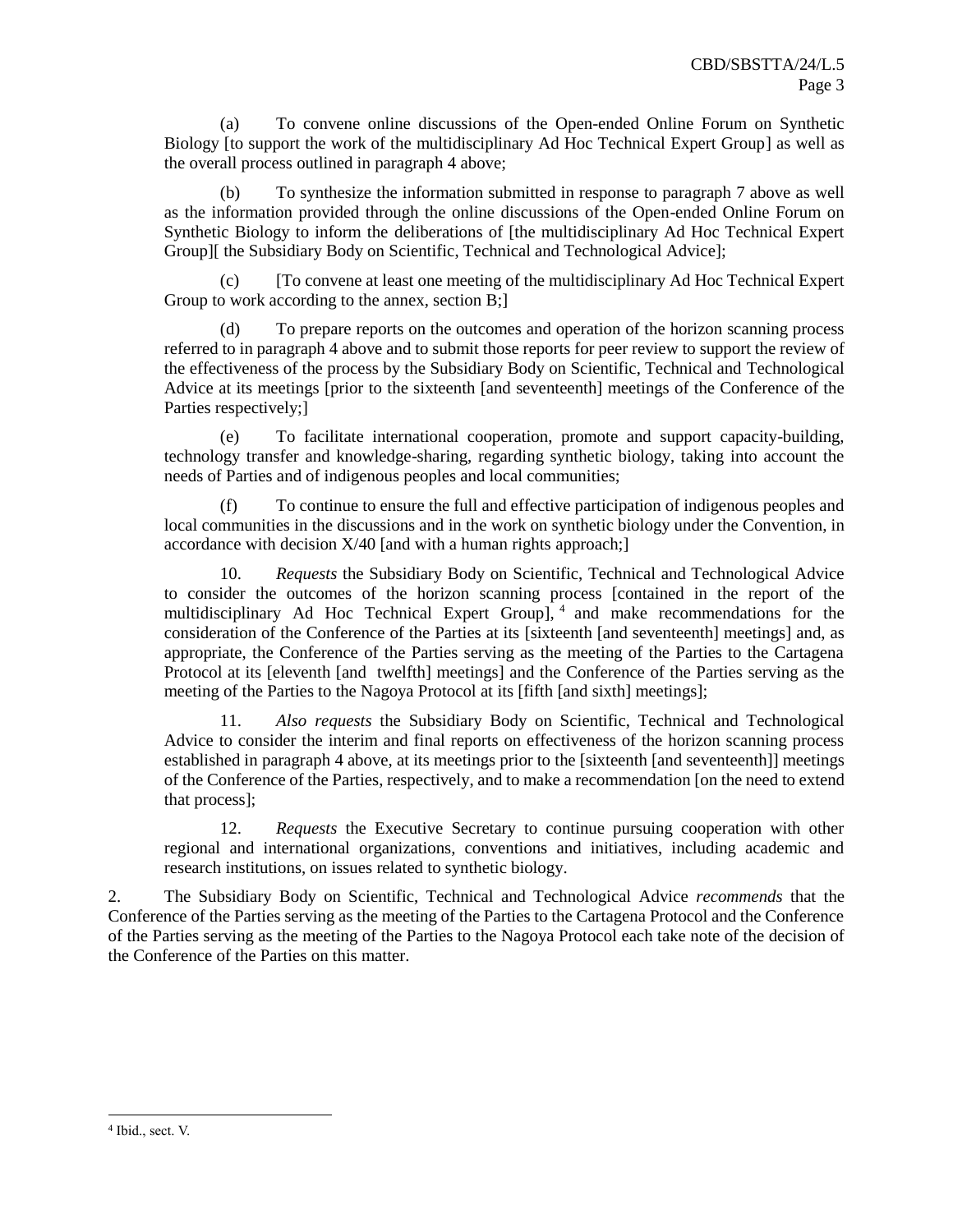(a) To convene online discussions of the Open-ended Online Forum on Synthetic Biology [to support the work of the multidisciplinary Ad Hoc Technical Expert Group] as well as the overall process outlined in paragraph 4 above;

(b) To synthesize the information submitted in response to paragraph 7 above as well as the information provided through the online discussions of the Open-ended Online Forum on Synthetic Biology to inform the deliberations of [the multidisciplinary Ad Hoc Technical Expert Group][ the Subsidiary Body on Scientific, Technical and Technological Advice];

(c) [To convene at least one meeting of the multidisciplinary Ad Hoc Technical Expert Group to work according to the annex, section B;]

(d) To prepare reports on the outcomes and operation of the horizon scanning process referred to in paragraph 4 above and to submit those reports for peer review to support the review of the effectiveness of the process by the Subsidiary Body on Scientific, Technical and Technological Advice at its meetings [prior to the sixteenth [and seventeenth] meetings of the Conference of the Parties respectively;]

(e) To facilitate international cooperation, promote and support capacity-building, technology transfer and knowledge-sharing, regarding synthetic biology, taking into account the needs of Parties and of indigenous peoples and local communities;

(f) To continue to ensure the full and effective participation of indigenous peoples and local communities in the discussions and in the work on synthetic biology under the Convention, in accordance with decision X/40 [and with a human rights approach;]

10. *Requests* the Subsidiary Body on Scientific, Technical and Technological Advice to consider the outcomes of the horizon scanning process [contained in the report of the multidisciplinary Ad Hoc Technical Expert Group],[4] and make recommendations for the consideration of the Conference of the Parties at its [sixteenth [and seventeenth] meetings] and, as appropriate, the Conference of the Parties serving as the meeting of the Parties to the Cartagena Protocol at its [eleventh [and twelfth] meetings] and the Conference of the Parties serving as the meeting of the Parties to the Nagoya Protocol at its [fifth [and sixth] meetings];

11. *Also requests* the Subsidiary Body on Scientific, Technical and Technological Advice to consider the interim and final reports on effectiveness of the horizon scanning process established in paragraph 4 above, at its meetings prior to the [sixteenth [and seventeenth]] meetings of the Conference of the Parties, respectively, and to make a recommendation [on the need to extend that process];

12. *Requests* the Executive Secretary to continue pursuing cooperation with other regional and international organizations, conventions and initiatives, including academic and research institutions, on issues related to synthetic biology.

2. The Subsidiary Body on Scientific, Technical and Technological Advice *recommends* that the Conference of the Parties serving as the meeting of the Parties to the Cartagena Protocol and the Conference of the Parties serving as the meeting of the Parties to the Nagoya Protocol each take note of the decision of the Conference of the Parties on this matter.

---

[4] Ibid., sect. V.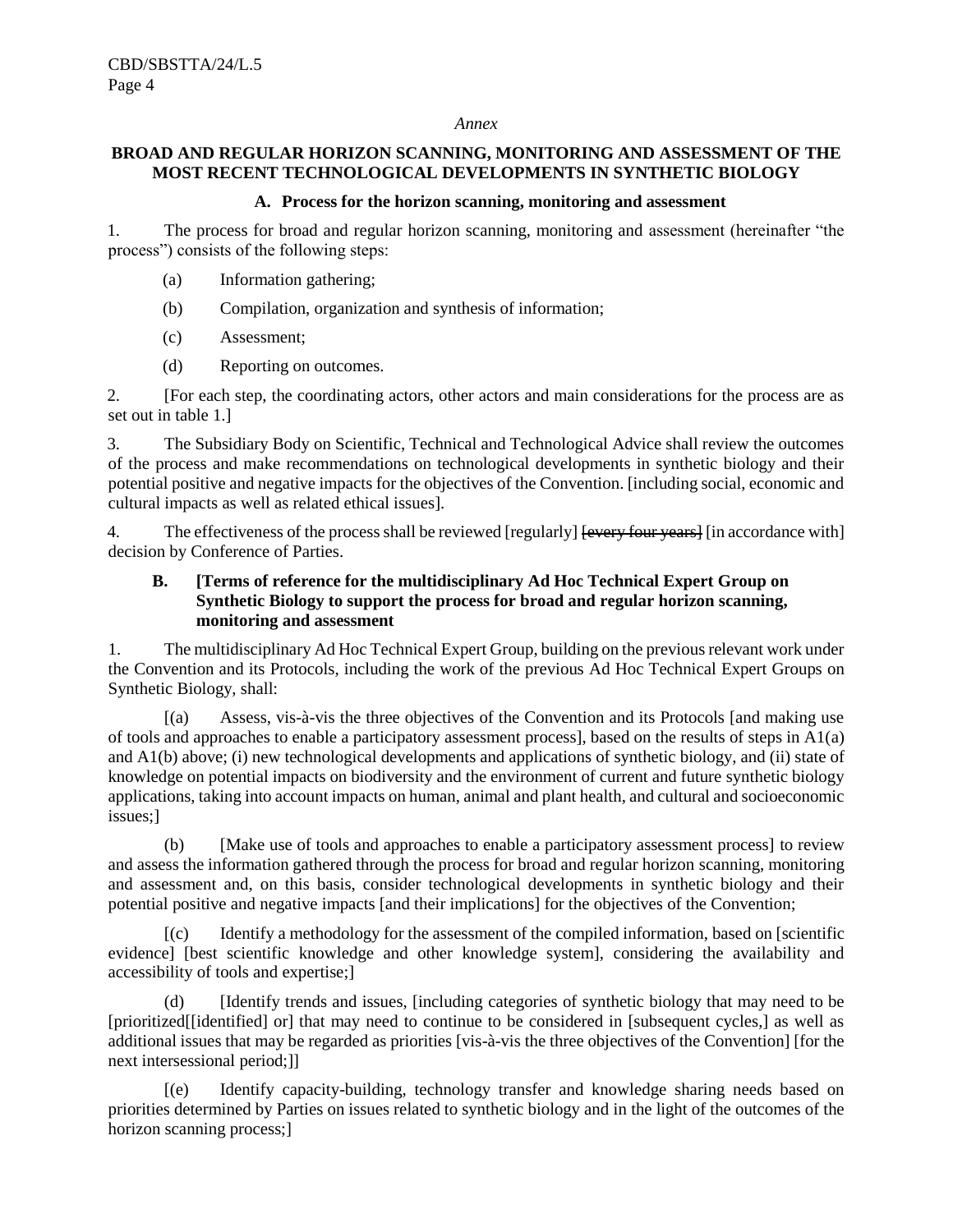*Annex*

## BROAD AND REGULAR HORIZON SCANNING, MONITORING AND ASSESSMENT OF THE MOST RECENT TECHNOLOGICAL DEVELOPMENTS IN SYNTHETIC BIOLOGY

### A. Process for the horizon scanning, monitoring and assessment

1. The process for broad and regular horizon scanning, monitoring and assessment (hereinafter "the process") consists of the following steps:

   (a) Information gathering;

   (b) Compilation, organization and synthesis of information;

   (c) Assessment;

   (d) Reporting on outcomes.

2. [For each step, the coordinating actors, other actors and main considerations for the process are as set out in table 1.]

3. The Subsidiary Body on Scientific, Technical and Technological Advice shall review the outcomes of the process and make recommendations on technological developments in synthetic biology and their potential positive and negative impacts for the objectives of the Convention. [including social, economic and cultural impacts as well as related ethical issues].

4. The effectiveness of the process shall be reviewed [regularly] ~~[every four years]~~ [in accordance with] decision by Conference of Parties.

### B. [Terms of reference for the multidisciplinary Ad Hoc Technical Expert Group on Synthetic Biology to support the process for broad and regular horizon scanning, monitoring and assessment

1. The multidisciplinary Ad Hoc Technical Expert Group, building on the previous relevant work under the Convention and its Protocols, including the work of the previous Ad Hoc Technical Expert Groups on Synthetic Biology, shall:

   [(a) Assess, vis-à-vis the three objectives of the Convention and its Protocols [and making use of tools and approaches to enable a participatory assessment process], based on the results of steps in A1(a) and A1(b) above; (i) new technological developments and applications of synthetic biology, and (ii) state of knowledge on potential impacts on biodiversity and the environment of current and future synthetic biology applications, taking into account impacts on human, animal and plant health, and cultural and socioeconomic issues;]

   (b) [Make use of tools and approaches to enable a participatory assessment process] to review and assess the information gathered through the process for broad and regular horizon scanning, monitoring and assessment and, on this basis, consider technological developments in synthetic biology and their potential positive and negative impacts [and their implications] for the objectives of the Convention;

   [(c) Identify a methodology for the assessment of the compiled information, based on [scientific evidence] [best scientific knowledge and other knowledge system], considering the availability and accessibility of tools and expertise;]

   (d) [Identify trends and issues, [including categories of synthetic biology that may need to be [prioritized[[identified] or] that may need to continue to be considered in [subsequent cycles,] as well as additional issues that may be regarded as priorities [vis-à-vis the three objectives of the Convention] [for the next intersessional period;]]

   [(e) Identify capacity-building, technology transfer and knowledge sharing needs based on priorities determined by Parties on issues related to synthetic biology and in the light of the outcomes of the horizon scanning process;]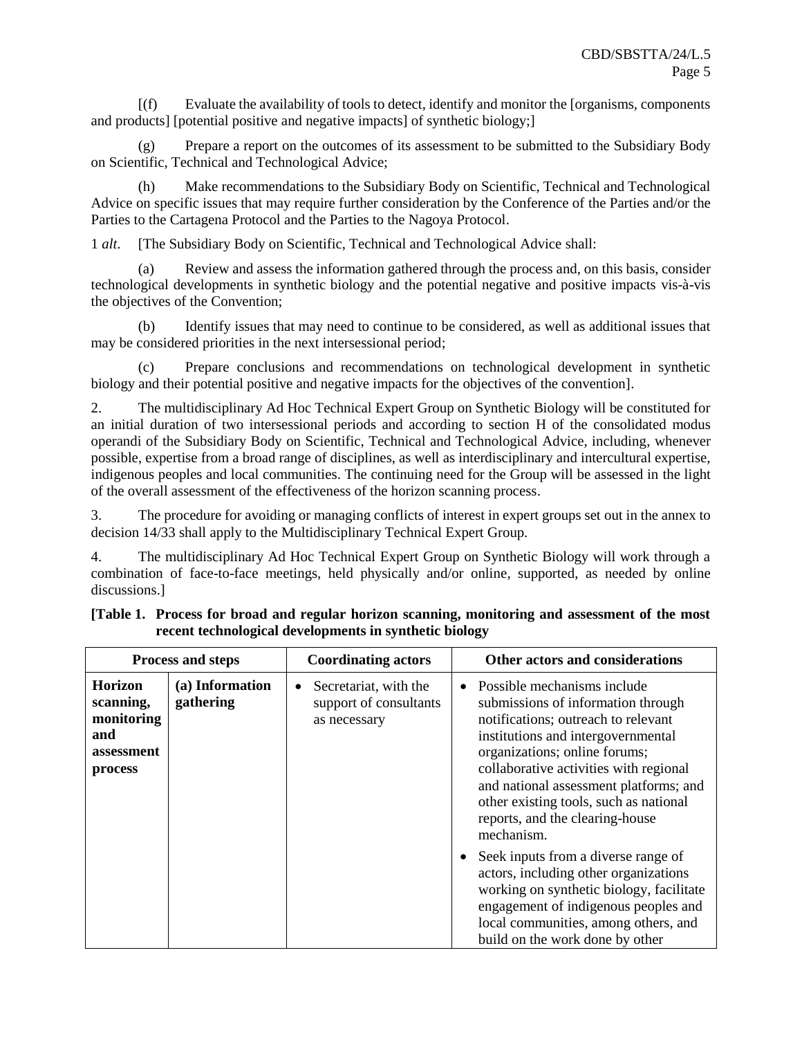[(f) Evaluate the availability of tools to detect, identify and monitor the [organisms, components and products] [potential positive and negative impacts] of synthetic biology;]

(g) Prepare a report on the outcomes of its assessment to be submitted to the Subsidiary Body on Scientific, Technical and Technological Advice;

(h) Make recommendations to the Subsidiary Body on Scientific, Technical and Technological Advice on specific issues that may require further consideration by the Conference of the Parties and/or the Parties to the Cartagena Protocol and the Parties to the Nagoya Protocol.

1 *alt*. [The Subsidiary Body on Scientific, Technical and Technological Advice shall:

(a) Review and assess the information gathered through the process and, on this basis, consider technological developments in synthetic biology and the potential negative and positive impacts vis-à-vis the objectives of the Convention;

(b) Identify issues that may need to continue to be considered, as well as additional issues that may be considered priorities in the next intersessional period;

(c) Prepare conclusions and recommendations on technological development in synthetic biology and their potential positive and negative impacts for the objectives of the convention].

2. The multidisciplinary Ad Hoc Technical Expert Group on Synthetic Biology will be constituted for an initial duration of two intersessional periods and according to section H of the consolidated modus operandi of the Subsidiary Body on Scientific, Technical and Technological Advice, including, whenever possible, expertise from a broad range of disciplines, as well as interdisciplinary and intercultural expertise, indigenous peoples and local communities. The continuing need for the Group will be assessed in the light of the overall assessment of the effectiveness of the horizon scanning process.

3. The procedure for avoiding or managing conflicts of interest in expert groups set out in the annex to decision 14/33 shall apply to the Multidisciplinary Technical Expert Group.

4. The multidisciplinary Ad Hoc Technical Expert Group on Synthetic Biology will work through a combination of face-to-face meetings, held physically and/or online, supported, as needed by online discussions.]

**[Table 1. Process for broad and regular horizon scanning, monitoring and assessment of the most recent technological developments in synthetic biology**

| Process and steps | | Coordinating actors | Other actors and considerations |
|---|---|---|---|
| **Horizon scanning, monitoring and assessment process** | **(a) Information gathering** | • Secretariat, with the support of consultants as necessary | • Possible mechanisms include submissions of information through notifications; outreach to relevant institutions and intergovernmental organizations; online forums; collaborative activities with regional and national assessment platforms; and other existing tools, such as national reports, and the clearing-house mechanism. <br> • Seek inputs from a diverse range of actors, including other organizations working on synthetic biology, facilitate engagement of indigenous peoples and local communities, among others, and build on the work done by other |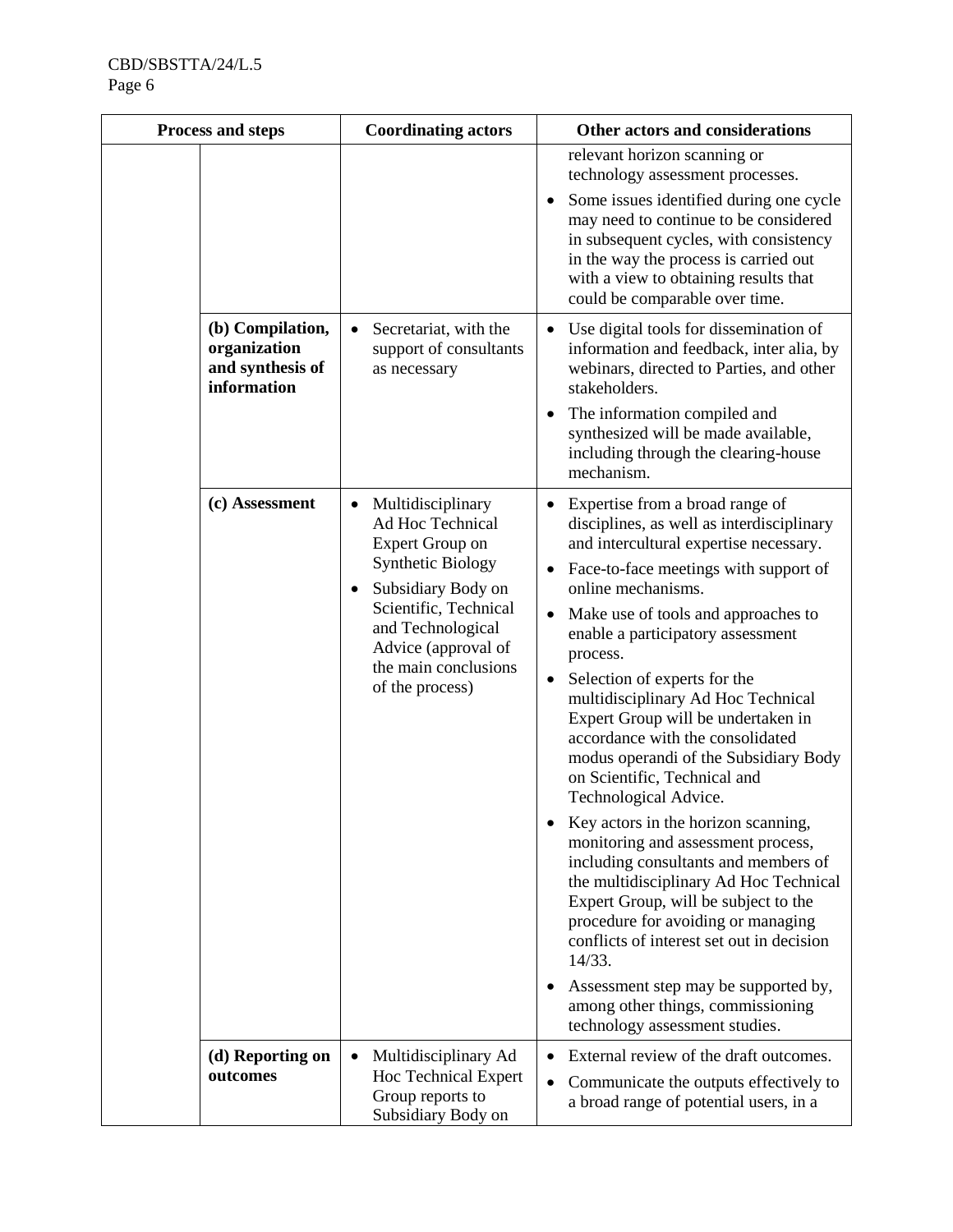| Process and steps | | Coordinating actors | Other actors and considerations |
|---|---|---|---|
| | | | relevant horizon scanning or technology assessment processes.<br>• Some issues identified during one cycle may need to continue to be considered in subsequent cycles, with consistency in the way the process is carried out with a view to obtaining results that could be comparable over time. |
| | **(b) Compilation, organization and synthesis of information** | • Secretariat, with the support of consultants as necessary | • Use digital tools for dissemination of information and feedback, inter alia, by webinars, directed to Parties, and other stakeholders.<br>• The information compiled and synthesized will be made available, including through the clearing-house mechanism. |
| | **(c) Assessment** | • Multidisciplinary Ad Hoc Technical Expert Group on Synthetic Biology<br>• Subsidiary Body on Scientific, Technical and Technological Advice (approval of the main conclusions of the process) | • Expertise from a broad range of disciplines, as well as interdisciplinary and intercultural expertise necessary.<br>• Face-to-face meetings with support of online mechanisms.<br>• Make use of tools and approaches to enable a participatory assessment process.<br>• Selection of experts for the multidisciplinary Ad Hoc Technical Expert Group will be undertaken in accordance with the consolidated modus operandi of the Subsidiary Body on Scientific, Technical and Technological Advice.<br>• Key actors in the horizon scanning, monitoring and assessment process, including consultants and members of the multidisciplinary Ad Hoc Technical Expert Group, will be subject to the procedure for avoiding or managing conflicts of interest set out in decision 14/33.<br>• Assessment step may be supported by, among other things, commissioning technology assessment studies. |
| | **(d) Reporting on outcomes** | • Multidisciplinary Ad Hoc Technical Expert Group reports to Subsidiary Body on | • External review of the draft outcomes.<br>• Communicate the outputs effectively to a broad range of potential users, in a |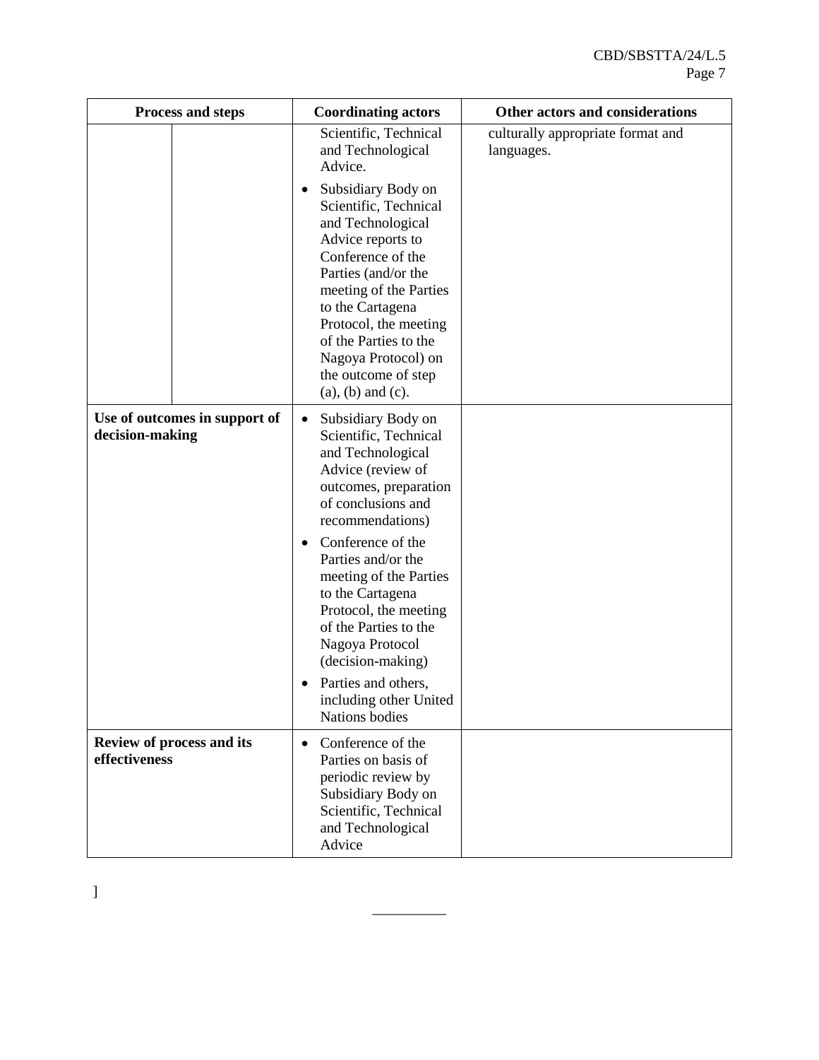| Process and steps | | Coordinating actors | Other actors and considerations |
|---|---|---|---|
| | | Scientific, Technical and Technological Advice.<br>• Subsidiary Body on Scientific, Technical and Technological Advice reports to Conference of the Parties (and/or the meeting of the Parties to the Cartagena Protocol, the meeting of the Parties to the Nagoya Protocol) on the outcome of step (a), (b) and (c). | culturally appropriate format and languages. |
| **Use of outcomes in support of decision-making** | | • Subsidiary Body on Scientific, Technical and Technological Advice (review of outcomes, preparation of conclusions and recommendations)<br>• Conference of the Parties and/or the meeting of the Parties to the Cartagena Protocol, the meeting of the Parties to the Nagoya Protocol (decision-making)<br>• Parties and others, including other United Nations bodies | |
| **Review of process and its effectiveness** | | • Conference of the Parties on basis of periodic review by Subsidiary Body on Scientific, Technical and Technological Advice | |

]

__________